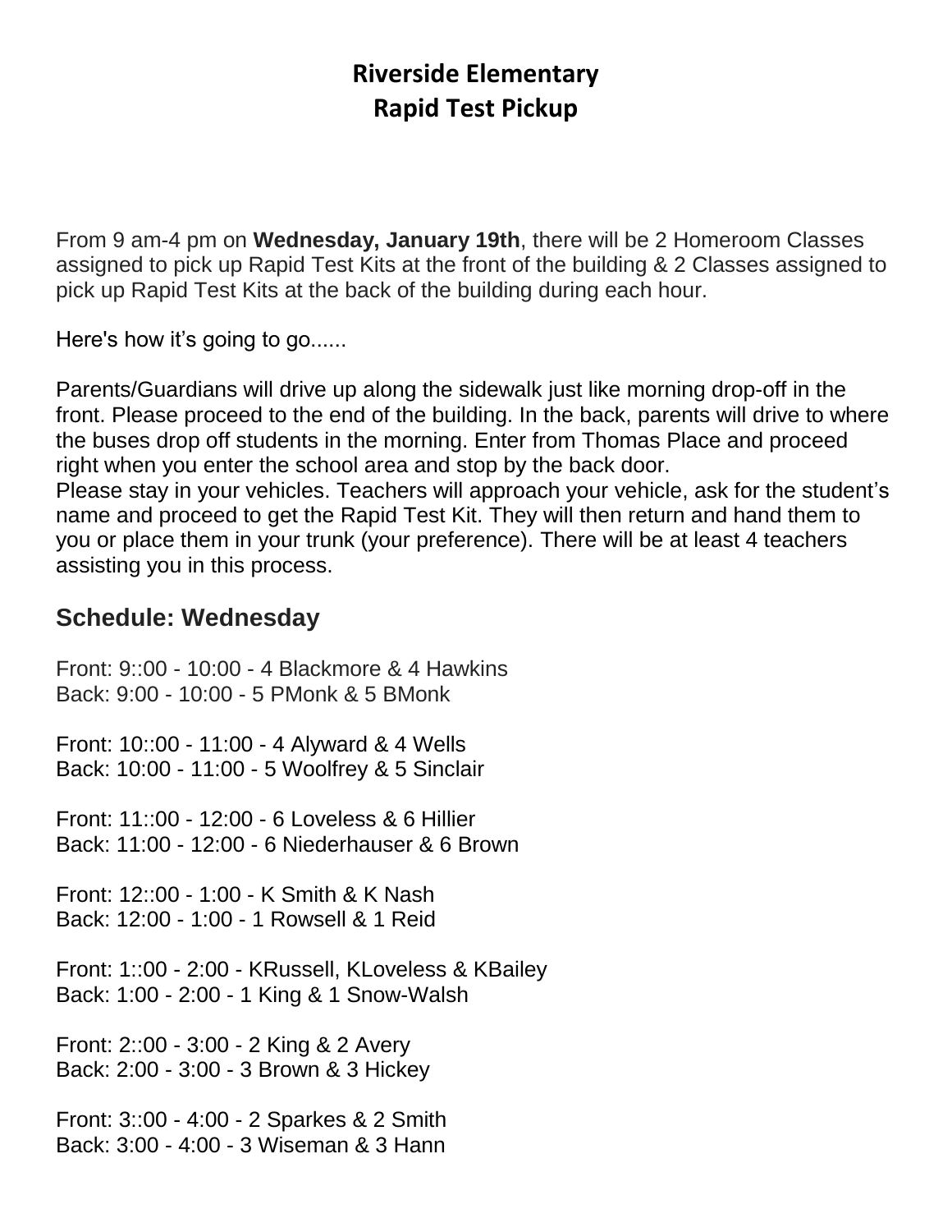# Riverside Elementary
# Rapid Test Pickup

From 9 am-4 pm on **Wednesday, January 19th**, there will be 2 Homeroom Classes assigned to pick up Rapid Test Kits at the front of the building & 2 Classes assigned to pick up Rapid Test Kits at the back of the building during each hour.

Here's how it's going to go......

Parents/Guardians will drive up along the sidewalk just like morning drop-off in the front. Please proceed to the end of the building. In the back, parents will drive to where the buses drop off students in the morning. Enter from Thomas Place and proceed right when you enter the school area and stop by the back door.
Please stay in your vehicles. Teachers will approach your vehicle, ask for the student's name and proceed to get the Rapid Test Kit. They will then return and hand them to you or place them in your trunk (your preference). There will be at least 4 teachers assisting you in this process.

## Schedule: Wednesday

Front: 9::00 - 10:00 - 4 Blackmore & 4 Hawkins
Back: 9:00 - 10:00 - 5 PMonk & 5 BMonk

Front: 10::00 - 11:00 - 4 Alyward & 4 Wells
Back: 10:00 - 11:00 - 5 Woolfrey & 5 Sinclair

Front: 11::00 - 12:00 - 6 Loveless & 6 Hillier
Back: 11:00 - 12:00 - 6 Niederhauser & 6 Brown

Front: 12::00 - 1:00 - K Smith & K Nash
Back: 12:00 - 1:00 - 1 Rowsell & 1 Reid

Front: 1::00 - 2:00 - KRussell, KLoveless & KBailey
Back: 1:00 - 2:00 - 1 King & 1 Snow-Walsh

Front: 2::00 - 3:00 - 2 King & 2 Avery
Back: 2:00 - 3:00 - 3 Brown & 3 Hickey

Front: 3::00 - 4:00 - 2 Sparkes & 2 Smith
Back: 3:00 - 4:00 - 3 Wiseman & 3 Hann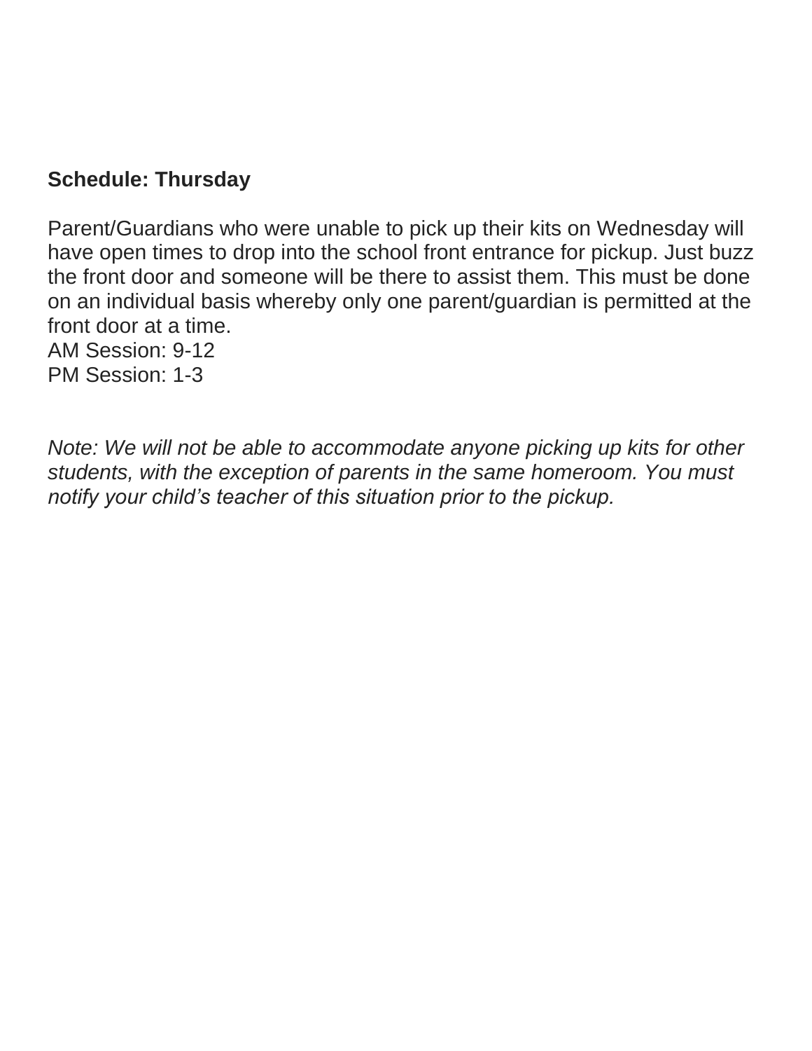**Schedule: Thursday**

Parent/Guardians who were unable to pick up their kits on Wednesday will have open times to drop into the school front entrance for pickup. Just buzz the front door and someone will be there to assist them. This must be done on an individual basis whereby only one parent/guardian is permitted at the front door at a time.
AM Session: 9-12
PM Session: 1-3

*Note: We will not be able to accommodate anyone picking up kits for other students, with the exception of parents in the same homeroom. You must notify your child's teacher of this situation prior to the pickup.*